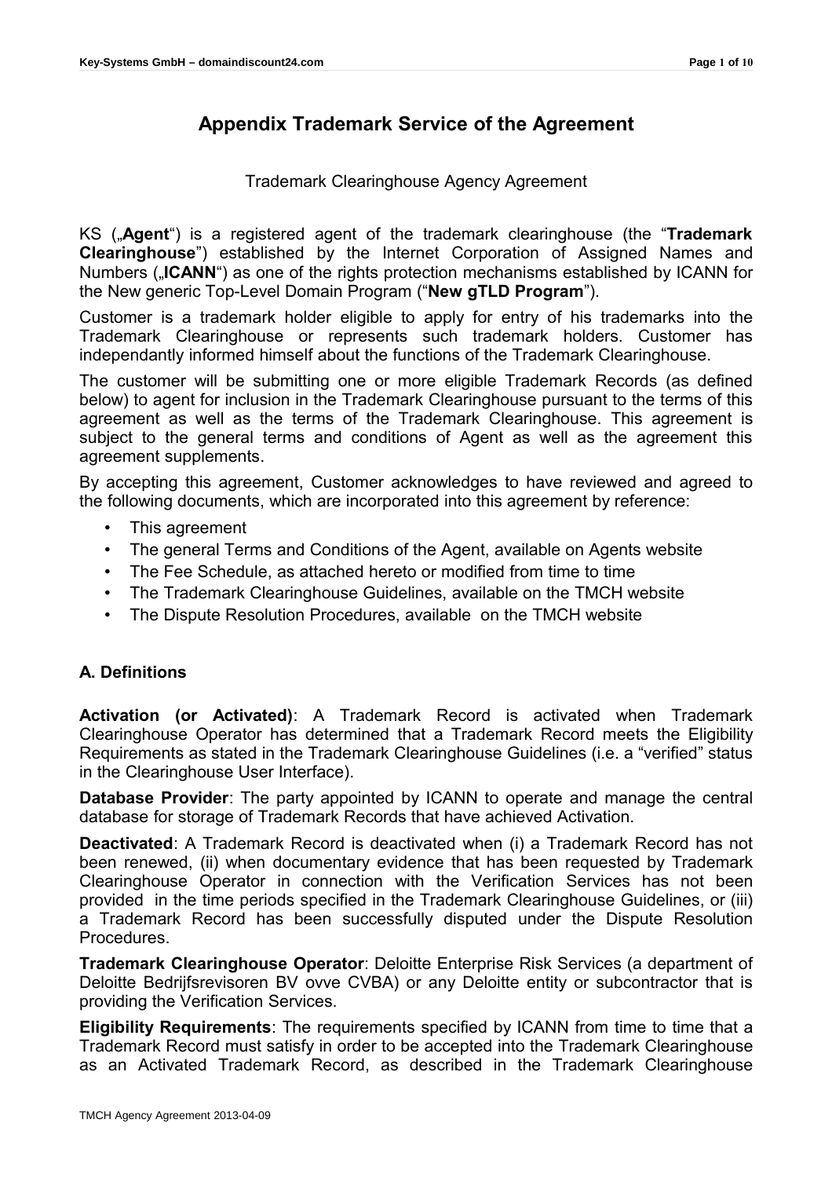# Appendix Trademark Service of the Agreement

Trademark Clearinghouse Agency Agreement

KS („**Agent**") is a registered agent of the trademark clearinghouse (the "**Trademark Clearinghouse**") established by the Internet Corporation of Assigned Names and Numbers („**ICANN**") as one of the rights protection mechanisms established by ICANN for the New generic Top-Level Domain Program ("**New gTLD Program**").

Customer is a trademark holder eligible to apply for entry of his trademarks into the Trademark Clearinghouse or represents such trademark holders. Customer has independantly informed himself about the functions of the Trademark Clearinghouse.

The customer will be submitting one or more eligible Trademark Records (as defined below) to agent for inclusion in the Trademark Clearinghouse pursuant to the terms of this agreement as well as the terms of the Trademark Clearinghouse. This agreement is subject to the general terms and conditions of Agent as well as the agreement this agreement supplements.

By accepting this agreement, Customer acknowledges to have reviewed and agreed to the following documents, which are incorporated into this agreement by reference:

- This agreement
- The general Terms and Conditions of the Agent, available on Agents website
- The Fee Schedule, as attached hereto or modified from time to time
- The Trademark Clearinghouse Guidelines, available on the TMCH website
- The Dispute Resolution Procedures, available on the TMCH website

### A. Definitions

**Activation (or Activated)**: A Trademark Record is activated when Trademark Clearinghouse Operator has determined that a Trademark Record meets the Eligibility Requirements as stated in the Trademark Clearinghouse Guidelines (i.e. a "verified" status in the Clearinghouse User Interface).

**Database Provider**: The party appointed by ICANN to operate and manage the central database for storage of Trademark Records that have achieved Activation.

**Deactivated**: A Trademark Record is deactivated when (i) a Trademark Record has not been renewed, (ii) when documentary evidence that has been requested by Trademark Clearinghouse Operator in connection with the Verification Services has not been provided in the time periods specified in the Trademark Clearinghouse Guidelines, or (iii) a Trademark Record has been successfully disputed under the Dispute Resolution Procedures.

**Trademark Clearinghouse Operator**: Deloitte Enterprise Risk Services (a department of Deloitte Bedrijfsrevisoren BV ovve CVBA) or any Deloitte entity or subcontractor that is providing the Verification Services.

**Eligibility Requirements**: The requirements specified by ICANN from time to time that a Trademark Record must satisfy in order to be accepted into the Trademark Clearinghouse as an Activated Trademark Record, as described in the Trademark Clearinghouse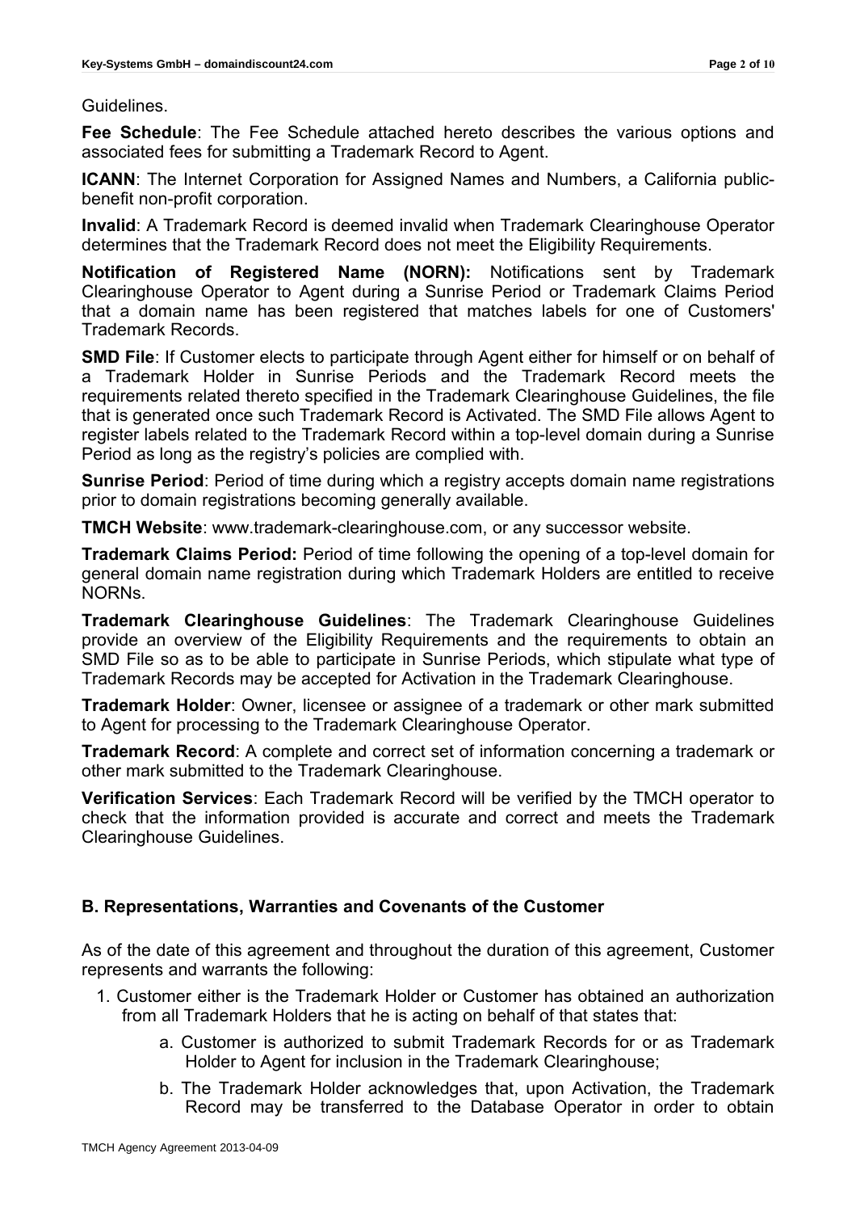Guidelines.

**Fee Schedule**: The Fee Schedule attached hereto describes the various options and associated fees for submitting a Trademark Record to Agent.

**ICANN**: The Internet Corporation for Assigned Names and Numbers, a California public-benefit non-profit corporation.

**Invalid**: A Trademark Record is deemed invalid when Trademark Clearinghouse Operator determines that the Trademark Record does not meet the Eligibility Requirements.

**Notification of Registered Name (NORN):** Notifications sent by Trademark Clearinghouse Operator to Agent during a Sunrise Period or Trademark Claims Period that a domain name has been registered that matches labels for one of Customers' Trademark Records.

**SMD File**: If Customer elects to participate through Agent either for himself or on behalf of a Trademark Holder in Sunrise Periods and the Trademark Record meets the requirements related thereto specified in the Trademark Clearinghouse Guidelines, the file that is generated once such Trademark Record is Activated. The SMD File allows Agent to register labels related to the Trademark Record within a top-level domain during a Sunrise Period as long as the registry's policies are complied with.

**Sunrise Period**: Period of time during which a registry accepts domain name registrations prior to domain registrations becoming generally available.

**TMCH Website**: www.trademark-clearinghouse.com, or any successor website.

**Trademark Claims Period:** Period of time following the opening of a top-level domain for general domain name registration during which Trademark Holders are entitled to receive NORNs.

**Trademark Clearinghouse Guidelines**: The Trademark Clearinghouse Guidelines provide an overview of the Eligibility Requirements and the requirements to obtain an SMD File so as to be able to participate in Sunrise Periods, which stipulate what type of Trademark Records may be accepted for Activation in the Trademark Clearinghouse.

**Trademark Holder**: Owner, licensee or assignee of a trademark or other mark submitted to Agent for processing to the Trademark Clearinghouse Operator.

**Trademark Record**: A complete and correct set of information concerning a trademark or other mark submitted to the Trademark Clearinghouse.

**Verification Services**: Each Trademark Record will be verified by the TMCH operator to check that the information provided is accurate and correct and meets the Trademark Clearinghouse Guidelines.

## B. Representations, Warranties and Covenants of the Customer

As of the date of this agreement and throughout the duration of this agreement, Customer represents and warrants the following:

1. Customer either is the Trademark Holder or Customer has obtained an authorization from all Trademark Holders that he is acting on behalf of that states that:
    a. Customer is authorized to submit Trademark Records for or as Trademark Holder to Agent for inclusion in the Trademark Clearinghouse;
    b. The Trademark Holder acknowledges that, upon Activation, the Trademark Record may be transferred to the Database Operator in order to obtain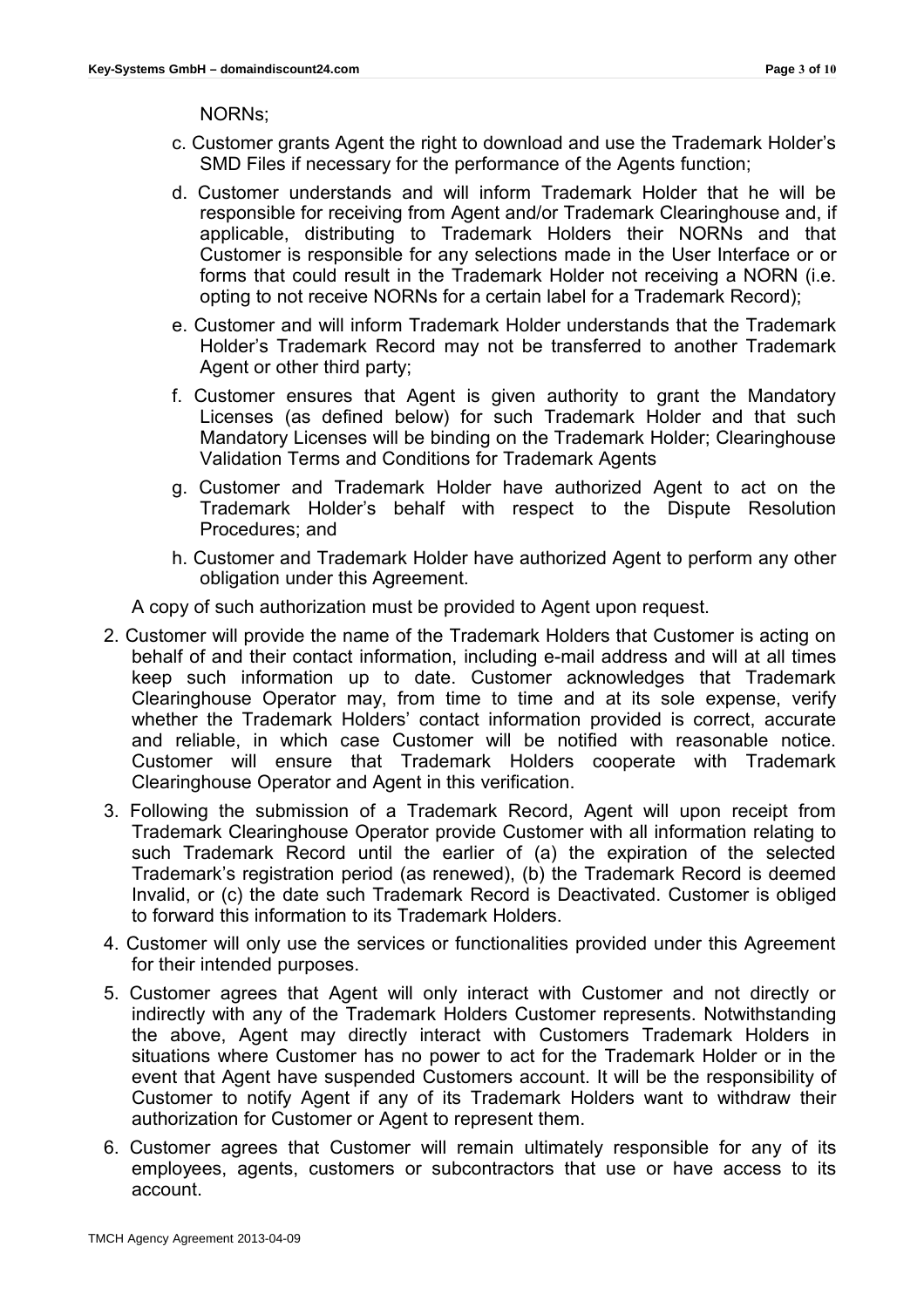NORNs;

c. Customer grants Agent the right to download and use the Trademark Holder's SMD Files if necessary for the performance of the Agents function;

d. Customer understands and will inform Trademark Holder that he will be responsible for receiving from Agent and/or Trademark Clearinghouse and, if applicable, distributing to Trademark Holders their NORNs and that Customer is responsible for any selections made in the User Interface or or forms that could result in the Trademark Holder not receiving a NORN (i.e. opting to not receive NORNs for a certain label for a Trademark Record);

e. Customer and will inform Trademark Holder understands that the Trademark Holder's Trademark Record may not be transferred to another Trademark Agent or other third party;

f. Customer ensures that Agent is given authority to grant the Mandatory Licenses (as defined below) for such Trademark Holder and that such Mandatory Licenses will be binding on the Trademark Holder; Clearinghouse Validation Terms and Conditions for Trademark Agents

g. Customer and Trademark Holder have authorized Agent to act on the Trademark Holder's behalf with respect to the Dispute Resolution Procedures; and

h. Customer and Trademark Holder have authorized Agent to perform any other obligation under this Agreement.

A copy of such authorization must be provided to Agent upon request.

2. Customer will provide the name of the Trademark Holders that Customer is acting on behalf of and their contact information, including e-mail address and will at all times keep such information up to date. Customer acknowledges that Trademark Clearinghouse Operator may, from time to time and at its sole expense, verify whether the Trademark Holders' contact information provided is correct, accurate and reliable, in which case Customer will be notified with reasonable notice. Customer will ensure that Trademark Holders cooperate with Trademark Clearinghouse Operator and Agent in this verification.

3. Following the submission of a Trademark Record, Agent will upon receipt from Trademark Clearinghouse Operator provide Customer with all information relating to such Trademark Record until the earlier of (a) the expiration of the selected Trademark's registration period (as renewed), (b) the Trademark Record is deemed Invalid, or (c) the date such Trademark Record is Deactivated. Customer is obliged to forward this information to its Trademark Holders.

4. Customer will only use the services or functionalities provided under this Agreement for their intended purposes.

5. Customer agrees that Agent will only interact with Customer and not directly or indirectly with any of the Trademark Holders Customer represents. Notwithstanding the above, Agent may directly interact with Customers Trademark Holders in situations where Customer has no power to act for the Trademark Holder or in the event that Agent have suspended Customers account. It will be the responsibility of Customer to notify Agent if any of its Trademark Holders want to withdraw their authorization for Customer or Agent to represent them.

6. Customer agrees that Customer will remain ultimately responsible for any of its employees, agents, customers or subcontractors that use or have access to its account.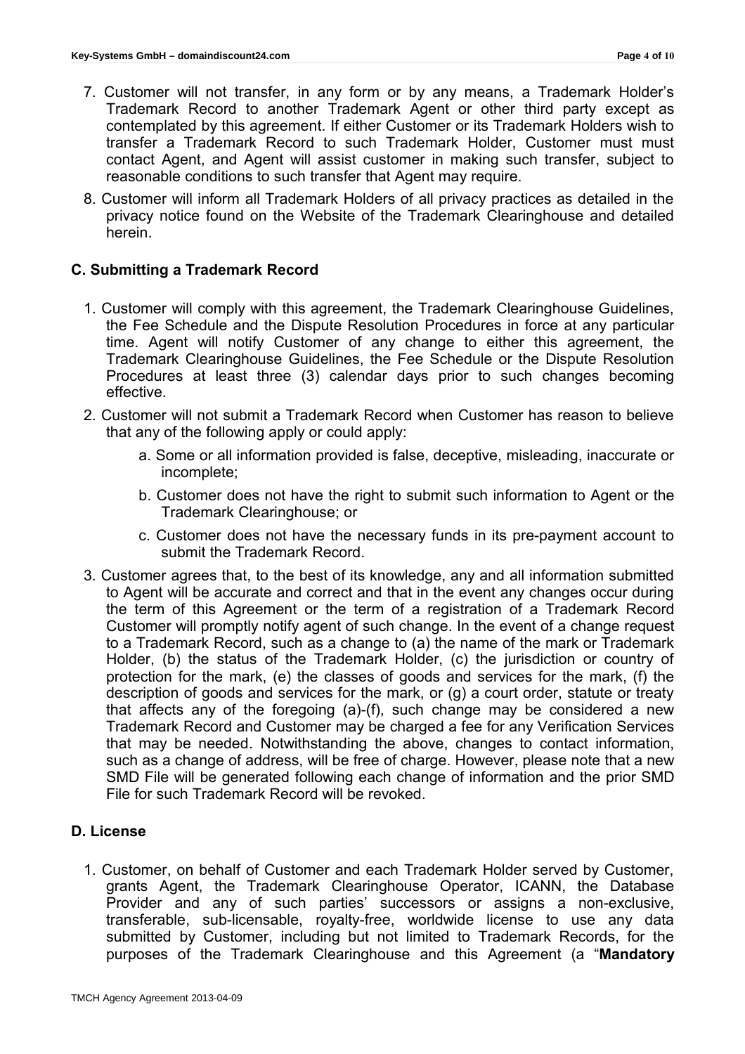7. Customer will not transfer, in any form or by any means, a Trademark Holder's Trademark Record to another Trademark Agent or other third party except as contemplated by this agreement. If either Customer or its Trademark Holders wish to transfer a Trademark Record to such Trademark Holder, Customer must must contact Agent, and Agent will assist customer in making such transfer, subject to reasonable conditions to such transfer that Agent may require.
8. Customer will inform all Trademark Holders of all privacy practices as detailed in the privacy notice found on the Website of the Trademark Clearinghouse and detailed herein.

### C. Submitting a Trademark Record

1. Customer will comply with this agreement, the Trademark Clearinghouse Guidelines, the Fee Schedule and the Dispute Resolution Procedures in force at any particular time. Agent will notify Customer of any change to either this agreement, the Trademark Clearinghouse Guidelines, the Fee Schedule or the Dispute Resolution Procedures at least three (3) calendar days prior to such changes becoming effective.
2. Customer will not submit a Trademark Record when Customer has reason to believe that any of the following apply or could apply:
   a. Some or all information provided is false, deceptive, misleading, inaccurate or incomplete;
   b. Customer does not have the right to submit such information to Agent or the Trademark Clearinghouse; or
   c. Customer does not have the necessary funds in its pre-payment account to submit the Trademark Record.
3. Customer agrees that, to the best of its knowledge, any and all information submitted to Agent will be accurate and correct and that in the event any changes occur during the term of this Agreement or the term of a registration of a Trademark Record Customer will promptly notify agent of such change. In the event of a change request to a Trademark Record, such as a change to (a) the name of the mark or Trademark Holder, (b) the status of the Trademark Holder, (c) the jurisdiction or country of protection for the mark, (e) the classes of goods and services for the mark, (f) the description of goods and services for the mark, or (g) a court order, statute or treaty that affects any of the foregoing (a)-(f), such change may be considered a new Trademark Record and Customer may be charged a fee for any Verification Services that may be needed. Notwithstanding the above, changes to contact information, such as a change of address, will be free of charge. However, please note that a new SMD File will be generated following each change of information and the prior SMD File for such Trademark Record will be revoked.

### D. License

1. Customer, on behalf of Customer and each Trademark Holder served by Customer, grants Agent, the Trademark Clearinghouse Operator, ICANN, the Database Provider and any of such parties' successors or assigns a non-exclusive, transferable, sub-licensable, royalty-free, worldwide license to use any data submitted by Customer, including but not limited to Trademark Records, for the purposes of the Trademark Clearinghouse and this Agreement (a "**Mandatory**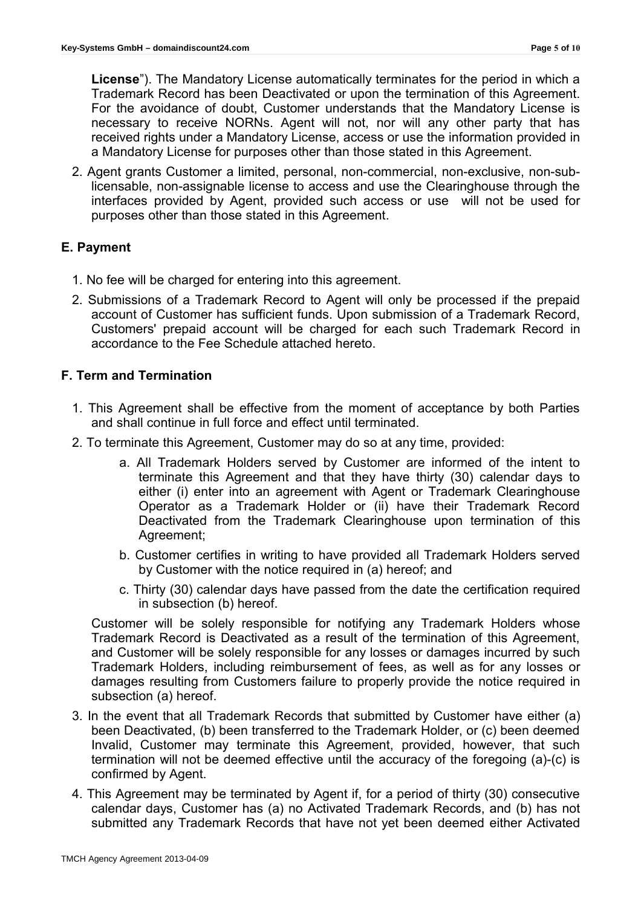**License**"). The Mandatory License automatically terminates for the period in which a Trademark Record has been Deactivated or upon the termination of this Agreement. For the avoidance of doubt, Customer understands that the Mandatory License is necessary to receive NORNs. Agent will not, nor will any other party that has received rights under a Mandatory License, access or use the information provided in a Mandatory License for purposes other than those stated in this Agreement.

2. Agent grants Customer a limited, personal, non-commercial, non-exclusive, non-sub-licensable, non-assignable license to access and use the Clearinghouse through the interfaces provided by Agent, provided such access or use will not be used for purposes other than those stated in this Agreement.

## E. Payment

1. No fee will be charged for entering into this agreement.
2. Submissions of a Trademark Record to Agent will only be processed if the prepaid account of Customer has sufficient funds. Upon submission of a Trademark Record, Customers' prepaid account will be charged for each such Trademark Record in accordance to the Fee Schedule attached hereto.

## F. Term and Termination

1. This Agreement shall be effective from the moment of acceptance by both Parties and shall continue in full force and effect until terminated.
2. To terminate this Agreement, Customer may do so at any time, provided:
   a. All Trademark Holders served by Customer are informed of the intent to terminate this Agreement and that they have thirty (30) calendar days to either (i) enter into an agreement with Agent or Trademark Clearinghouse Operator as a Trademark Holder or (ii) have their Trademark Record Deactivated from the Trademark Clearinghouse upon termination of this Agreement;
   b. Customer certifies in writing to have provided all Trademark Holders served by Customer with the notice required in (a) hereof; and
   c. Thirty (30) calendar days have passed from the date the certification required in subsection (b) hereof.

   Customer will be solely responsible for notifying any Trademark Holders whose Trademark Record is Deactivated as a result of the termination of this Agreement, and Customer will be solely responsible for any losses or damages incurred by such Trademark Holders, including reimbursement of fees, as well as for any losses or damages resulting from Customers failure to properly provide the notice required in subsection (a) hereof.
3. In the event that all Trademark Records that submitted by Customer have either (a) been Deactivated, (b) been transferred to the Trademark Holder, or (c) been deemed Invalid, Customer may terminate this Agreement, provided, however, that such termination will not be deemed effective until the accuracy of the foregoing (a)-(c) is confirmed by Agent.
4. This Agreement may be terminated by Agent if, for a period of thirty (30) consecutive calendar days, Customer has (a) no Activated Trademark Records, and (b) has not submitted any Trademark Records that have not yet been deemed either Activated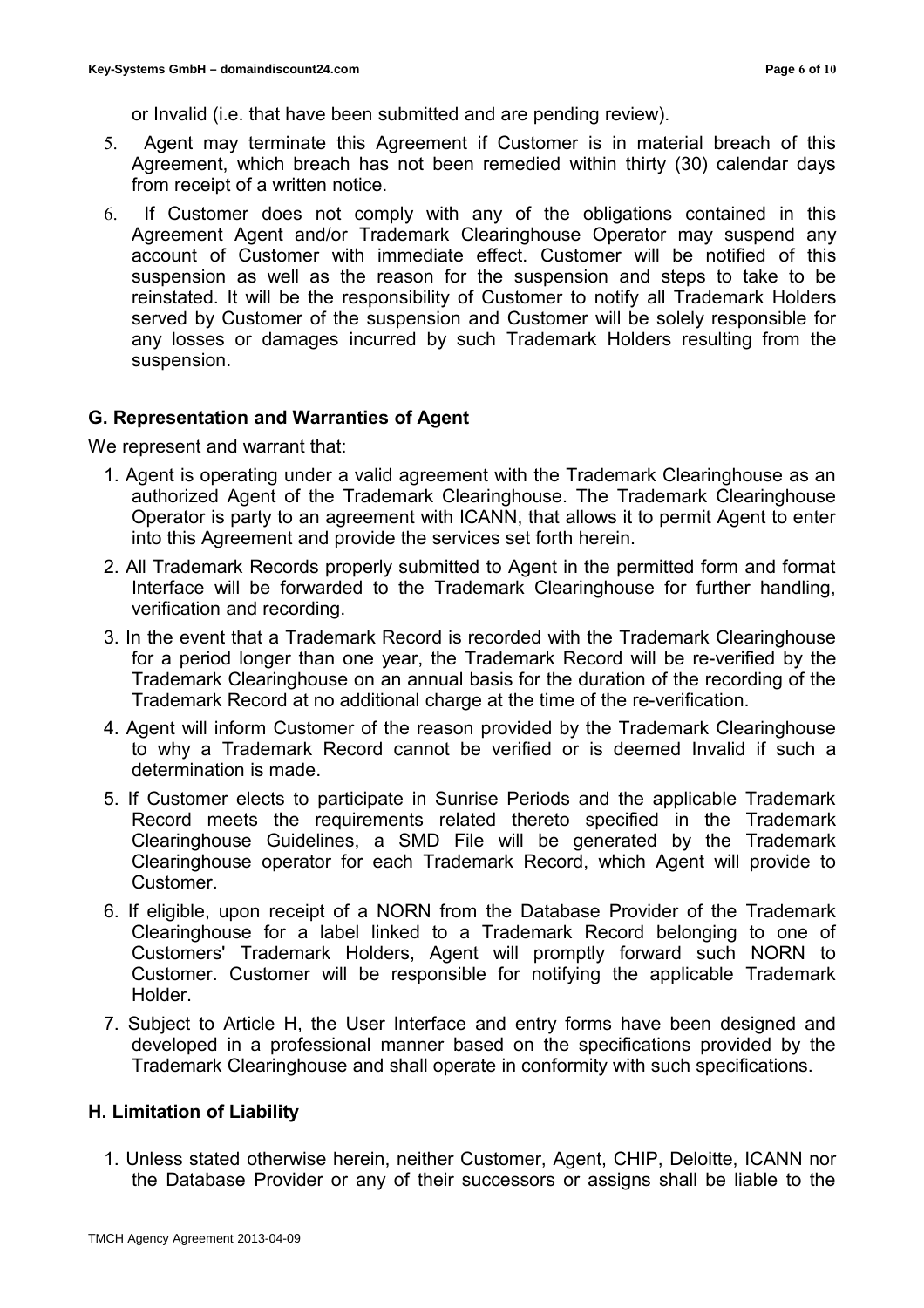or Invalid (i.e. that have been submitted and are pending review).

5. Agent may terminate this Agreement if Customer is in material breach of this Agreement, which breach has not been remedied within thirty (30) calendar days from receipt of a written notice.
6. If Customer does not comply with any of the obligations contained in this Agreement Agent and/or Trademark Clearinghouse Operator may suspend any account of Customer with immediate effect. Customer will be notified of this suspension as well as the reason for the suspension and steps to take to be reinstated. It will be the responsibility of Customer to notify all Trademark Holders served by Customer of the suspension and Customer will be solely responsible for any losses or damages incurred by such Trademark Holders resulting from the suspension.

## G. Representation and Warranties of Agent

We represent and warrant that:

1. Agent is operating under a valid agreement with the Trademark Clearinghouse as an authorized Agent of the Trademark Clearinghouse. The Trademark Clearinghouse Operator is party to an agreement with ICANN, that allows it to permit Agent to enter into this Agreement and provide the services set forth herein.
2. All Trademark Records properly submitted to Agent in the permitted form and format Interface will be forwarded to the Trademark Clearinghouse for further handling, verification and recording.
3. In the event that a Trademark Record is recorded with the Trademark Clearinghouse for a period longer than one year, the Trademark Record will be re-verified by the Trademark Clearinghouse on an annual basis for the duration of the recording of the Trademark Record at no additional charge at the time of the re-verification.
4. Agent will inform Customer of the reason provided by the Trademark Clearinghouse to why a Trademark Record cannot be verified or is deemed Invalid if such a determination is made.
5. If Customer elects to participate in Sunrise Periods and the applicable Trademark Record meets the requirements related thereto specified in the Trademark Clearinghouse Guidelines, a SMD File will be generated by the Trademark Clearinghouse operator for each Trademark Record, which Agent will provide to Customer.
6. If eligible, upon receipt of a NORN from the Database Provider of the Trademark Clearinghouse for a label linked to a Trademark Record belonging to one of Customers' Trademark Holders, Agent will promptly forward such NORN to Customer. Customer will be responsible for notifying the applicable Trademark Holder.
7. Subject to Article H, the User Interface and entry forms have been designed and developed in a professional manner based on the specifications provided by the Trademark Clearinghouse and shall operate in conformity with such specifications.

## H. Limitation of Liability

1. Unless stated otherwise herein, neither Customer, Agent, CHIP, Deloitte, ICANN nor the Database Provider or any of their successors or assigns shall be liable to the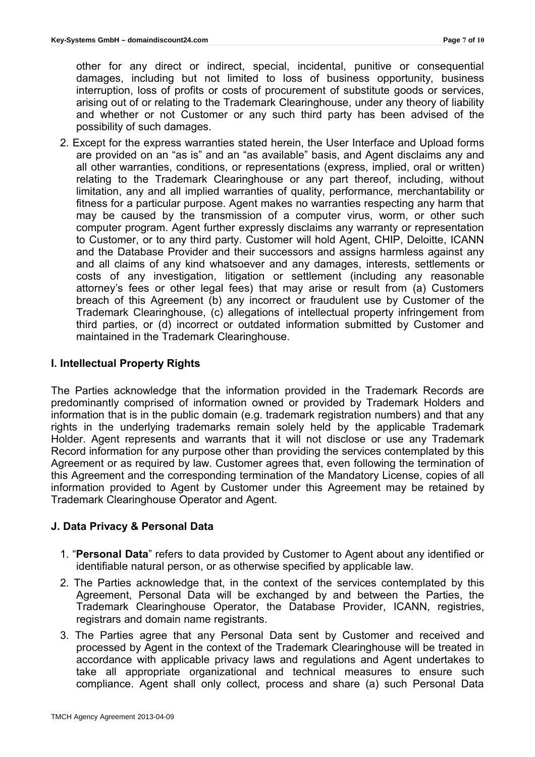other for any direct or indirect, special, incidental, punitive or consequential damages, including but not limited to loss of business opportunity, business interruption, loss of profits or costs of procurement of substitute goods or services, arising out of or relating to the Trademark Clearinghouse, under any theory of liability and whether or not Customer or any such third party has been advised of the possibility of such damages.

2. Except for the express warranties stated herein, the User Interface and Upload forms are provided on an "as is" and an "as available" basis, and Agent disclaims any and all other warranties, conditions, or representations (express, implied, oral or written) relating to the Trademark Clearinghouse or any part thereof, including, without limitation, any and all implied warranties of quality, performance, merchantability or fitness for a particular purpose. Agent makes no warranties respecting any harm that may be caused by the transmission of a computer virus, worm, or other such computer program. Agent further expressly disclaims any warranty or representation to Customer, or to any third party. Customer will hold Agent, CHIP, Deloitte, ICANN and the Database Provider and their successors and assigns harmless against any and all claims of any kind whatsoever and any damages, interests, settlements or costs of any investigation, litigation or settlement (including any reasonable attorney's fees or other legal fees) that may arise or result from (a) Customers breach of this Agreement (b) any incorrect or fraudulent use by Customer of the Trademark Clearinghouse, (c) allegations of intellectual property infringement from third parties, or (d) incorrect or outdated information submitted by Customer and maintained in the Trademark Clearinghouse.

### I. Intellectual Property Rights

The Parties acknowledge that the information provided in the Trademark Records are predominantly comprised of information owned or provided by Trademark Holders and information that is in the public domain (e.g. trademark registration numbers) and that any rights in the underlying trademarks remain solely held by the applicable Trademark Holder. Agent represents and warrants that it will not disclose or use any Trademark Record information for any purpose other than providing the services contemplated by this Agreement or as required by law. Customer agrees that, even following the termination of this Agreement and the corresponding termination of the Mandatory License, copies of all information provided to Agent by Customer under this Agreement may be retained by Trademark Clearinghouse Operator and Agent.

### J. Data Privacy & Personal Data

1. "**Personal Data**" refers to data provided by Customer to Agent about any identified or identifiable natural person, or as otherwise specified by applicable law.
2. The Parties acknowledge that, in the context of the services contemplated by this Agreement, Personal Data will be exchanged by and between the Parties, the Trademark Clearinghouse Operator, the Database Provider, ICANN, registries, registrars and domain name registrants.
3. The Parties agree that any Personal Data sent by Customer and received and processed by Agent in the context of the Trademark Clearinghouse will be treated in accordance with applicable privacy laws and regulations and Agent undertakes to take all appropriate organizational and technical measures to ensure such compliance. Agent shall only collect, process and share (a) such Personal Data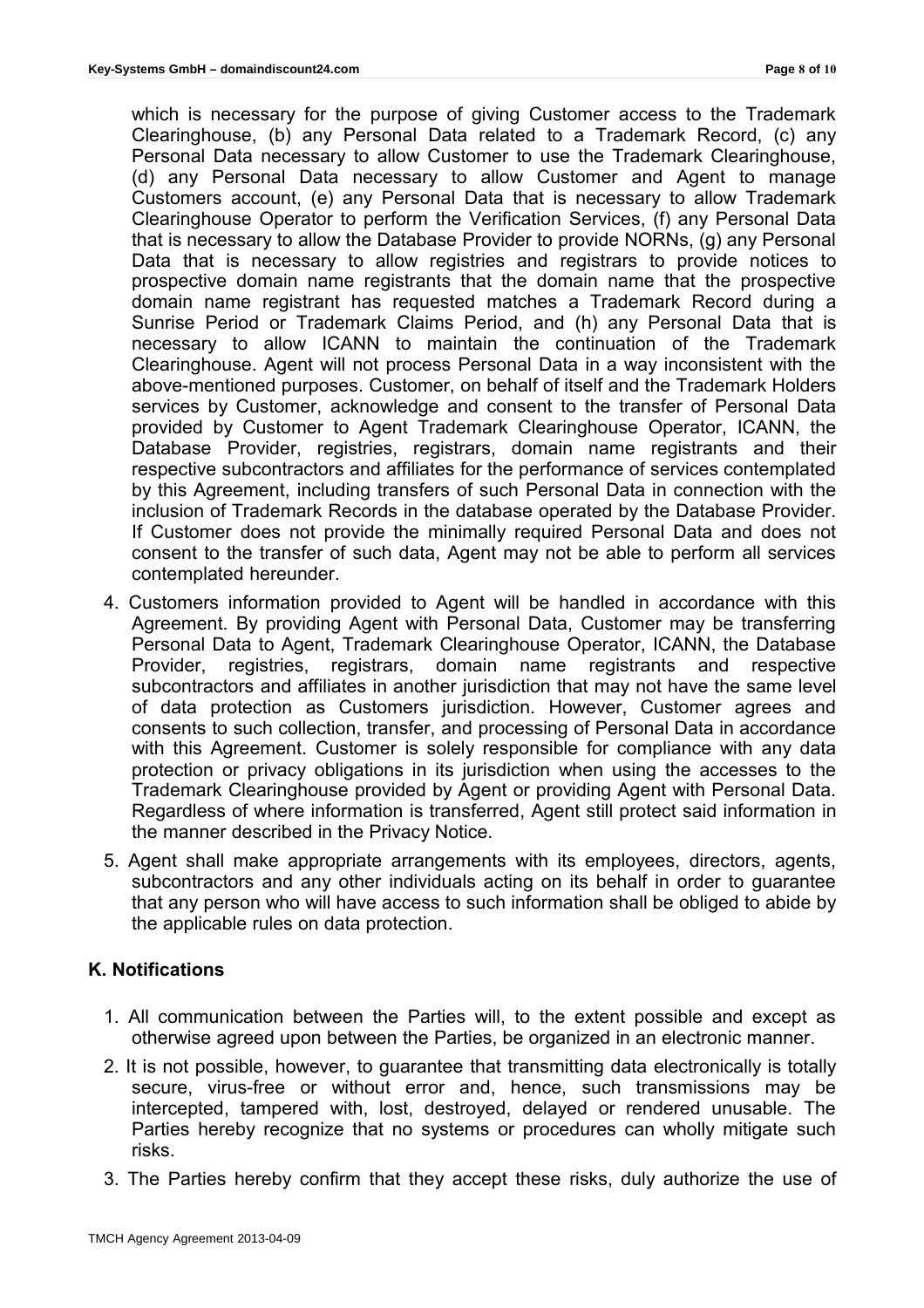which is necessary for the purpose of giving Customer access to the Trademark Clearinghouse, (b) any Personal Data related to a Trademark Record, (c) any Personal Data necessary to allow Customer to use the Trademark Clearinghouse, (d) any Personal Data necessary to allow Customer and Agent to manage Customers account, (e) any Personal Data that is necessary to allow Trademark Clearinghouse Operator to perform the Verification Services, (f) any Personal Data that is necessary to allow the Database Provider to provide NORNs, (g) any Personal Data that is necessary to allow registries and registrars to provide notices to prospective domain name registrants that the domain name that the prospective domain name registrant has requested matches a Trademark Record during a Sunrise Period or Trademark Claims Period, and (h) any Personal Data that is necessary to allow ICANN to maintain the continuation of the Trademark Clearinghouse. Agent will not process Personal Data in a way inconsistent with the above-mentioned purposes. Customer, on behalf of itself and the Trademark Holders services by Customer, acknowledge and consent to the transfer of Personal Data provided by Customer to Agent Trademark Clearinghouse Operator, ICANN, the Database Provider, registries, registrars, domain name registrants and their respective subcontractors and affiliates for the performance of services contemplated by this Agreement, including transfers of such Personal Data in connection with the inclusion of Trademark Records in the database operated by the Database Provider. If Customer does not provide the minimally required Personal Data and does not consent to the transfer of such data, Agent may not be able to perform all services contemplated hereunder.

4. Customers information provided to Agent will be handled in accordance with this Agreement. By providing Agent with Personal Data, Customer may be transferring Personal Data to Agent, Trademark Clearinghouse Operator, ICANN, the Database Provider, registries, registrars, domain name registrants and respective subcontractors and affiliates in another jurisdiction that may not have the same level of data protection as Customers jurisdiction. However, Customer agrees and consents to such collection, transfer, and processing of Personal Data in accordance with this Agreement. Customer is solely responsible for compliance with any data protection or privacy obligations in its jurisdiction when using the accesses to the Trademark Clearinghouse provided by Agent or providing Agent with Personal Data. Regardless of where information is transferred, Agent still protect said information in the manner described in the Privacy Notice.
5. Agent shall make appropriate arrangements with its employees, directors, agents, subcontractors and any other individuals acting on its behalf in order to guarantee that any person who will have access to such information shall be obliged to abide by the applicable rules on data protection.

## K. Notifications

1. All communication between the Parties will, to the extent possible and except as otherwise agreed upon between the Parties, be organized in an electronic manner.
2. It is not possible, however, to guarantee that transmitting data electronically is totally secure, virus-free or without error and, hence, such transmissions may be intercepted, tampered with, lost, destroyed, delayed or rendered unusable. The Parties hereby recognize that no systems or procedures can wholly mitigate such risks.
3. The Parties hereby confirm that they accept these risks, duly authorize the use of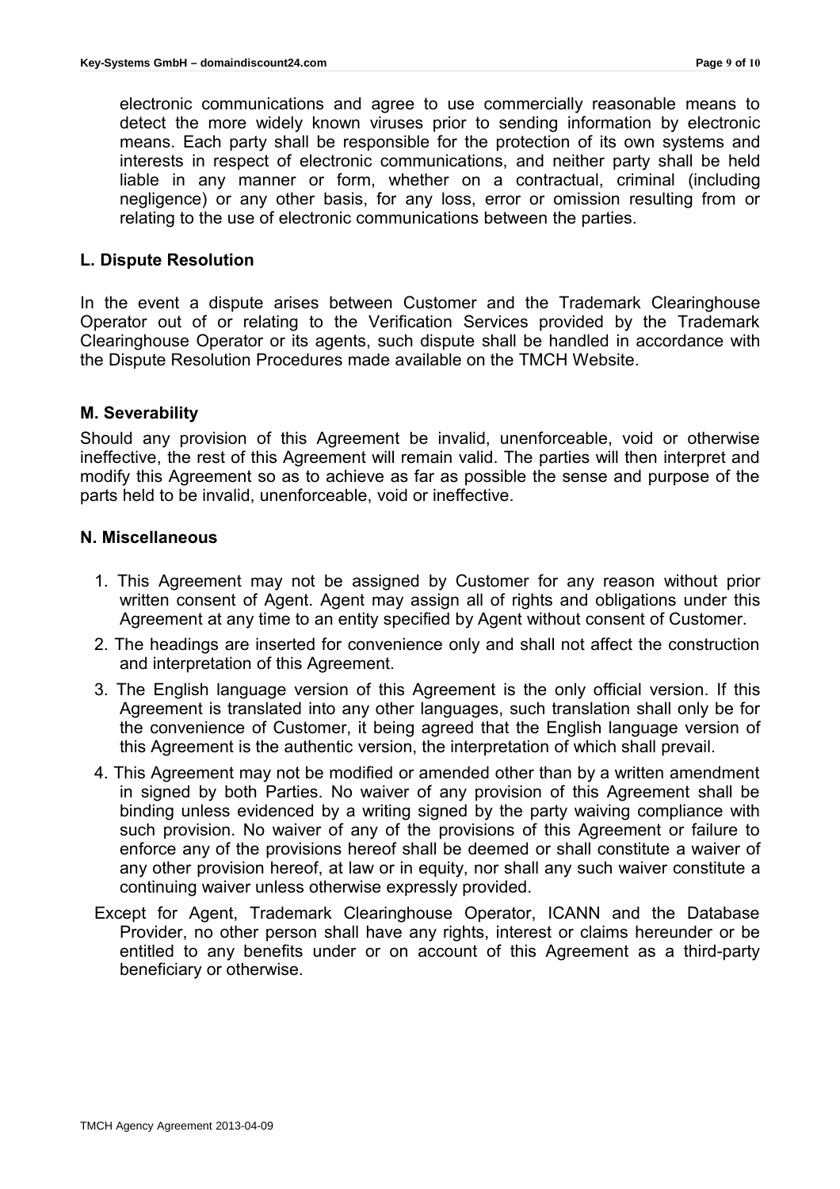electronic communications and agree to use commercially reasonable means to detect the more widely known viruses prior to sending information by electronic means. Each party shall be responsible for the protection of its own systems and interests in respect of electronic communications, and neither party shall be held liable in any manner or form, whether on a contractual, criminal (including negligence) or any other basis, for any loss, error or omission resulting from or relating to the use of electronic communications between the parties.

### L. Dispute Resolution

In the event a dispute arises between Customer and the Trademark Clearinghouse Operator out of or relating to the Verification Services provided by the Trademark Clearinghouse Operator or its agents, such dispute shall be handled in accordance with the Dispute Resolution Procedures made available on the TMCH Website.

### M. Severability

Should any provision of this Agreement be invalid, unenforceable, void or otherwise ineffective, the rest of this Agreement will remain valid. The parties will then interpret and modify this Agreement so as to achieve as far as possible the sense and purpose of the parts held to be invalid, unenforceable, void or ineffective.

### N. Miscellaneous

1. This Agreement may not be assigned by Customer for any reason without prior written consent of Agent. Agent may assign all of rights and obligations under this Agreement at any time to an entity specified by Agent without consent of Customer.
2. The headings are inserted for convenience only and shall not affect the construction and interpretation of this Agreement.
3. The English language version of this Agreement is the only official version. If this Agreement is translated into any other languages, such translation shall only be for the convenience of Customer, it being agreed that the English language version of this Agreement is the authentic version, the interpretation of which shall prevail.
4. This Agreement may not be modified or amended other than by a written amendment in signed by both Parties. No waiver of any provision of this Agreement shall be binding unless evidenced by a writing signed by the party waiving compliance with such provision. No waiver of any of the provisions of this Agreement or failure to enforce any of the provisions hereof shall be deemed or shall constitute a waiver of any other provision hereof, at law or in equity, nor shall any such waiver constitute a continuing waiver unless otherwise expressly provided.

Except for Agent, Trademark Clearinghouse Operator, ICANN and the Database Provider, no other person shall have any rights, interest or claims hereunder or be entitled to any benefits under or on account of this Agreement as a third-party beneficiary or otherwise.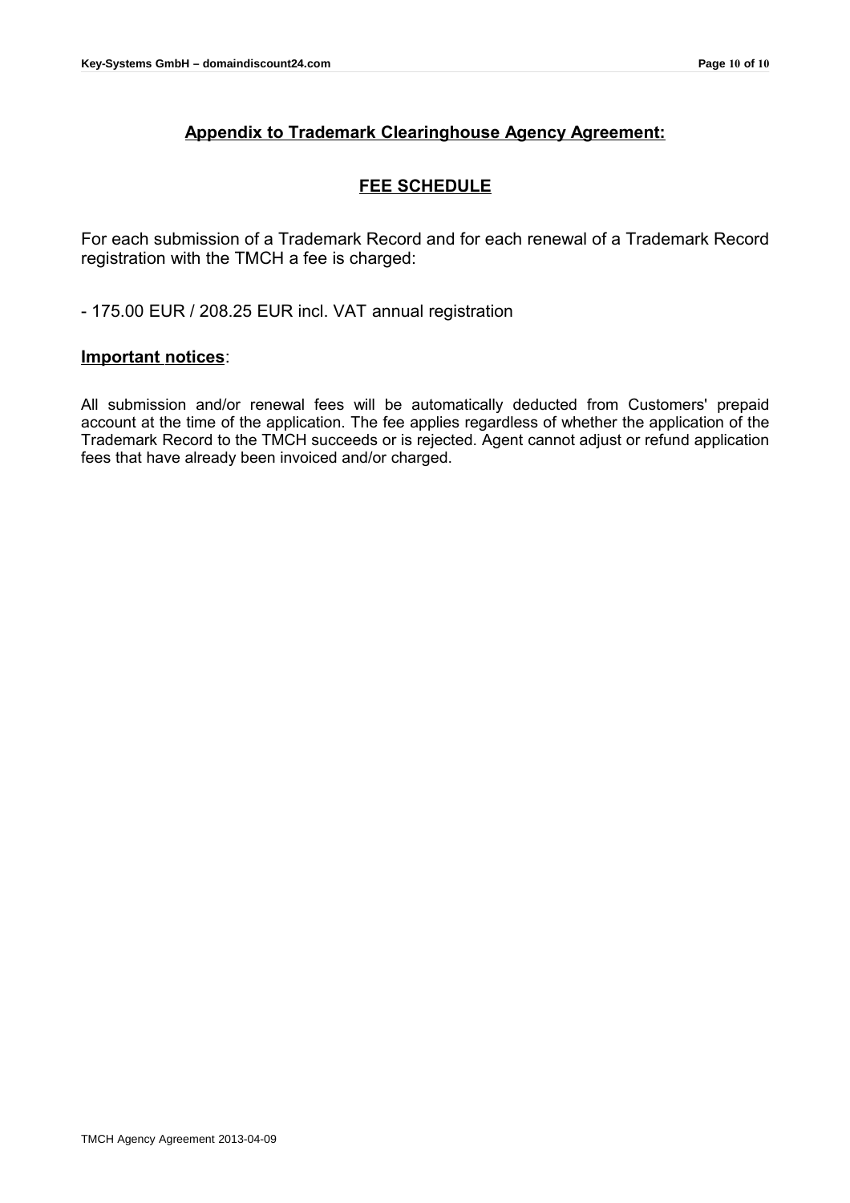## Appendix to Trademark Clearinghouse Agency Agreement:

## FEE SCHEDULE

For each submission of a Trademark Record and for each renewal of a Trademark Record registration with the TMCH a fee is charged:

- 175.00 EUR / 208.25 EUR incl. VAT annual registration

**Important notices**:

All submission and/or renewal fees will be automatically deducted from Customers' prepaid account at the time of the application. The fee applies regardless of whether the application of the Trademark Record to the TMCH succeeds or is rejected. Agent cannot adjust or refund application fees that have already been invoiced and/or charged.